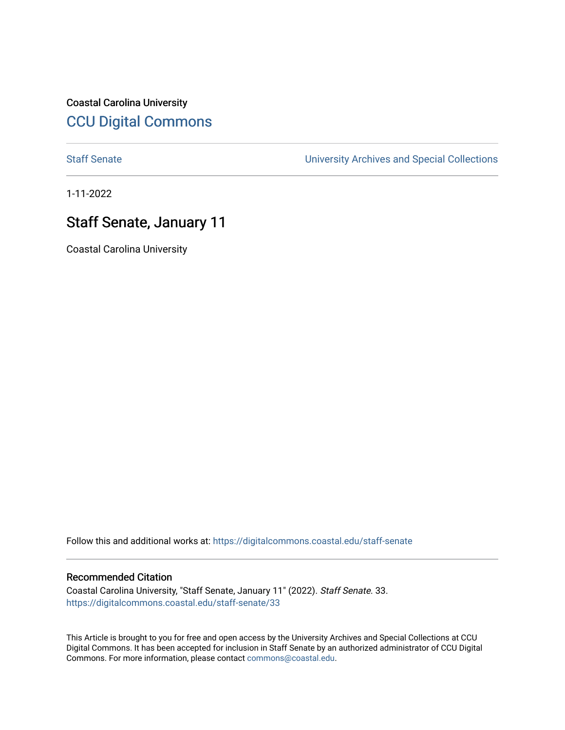Coastal Carolina University

# CCU Digital Commons

Staff Senate

University Archives and Special Collections

1-11-2022

## Staff Senate, January 11

Coastal Carolina University

Follow this and additional works at: https://digitalcommons.coastal.edu/staff-senate

### Recommended Citation

Coastal Carolina University, "Staff Senate, January 11" (2022). *Staff Senate*. 33.
https://digitalcommons.coastal.edu/staff-senate/33

This Article is brought to you for free and open access by the University Archives and Special Collections at CCU Digital Commons. It has been accepted for inclusion in Staff Senate by an authorized administrator of CCU Digital Commons. For more information, please contact commons@coastal.edu.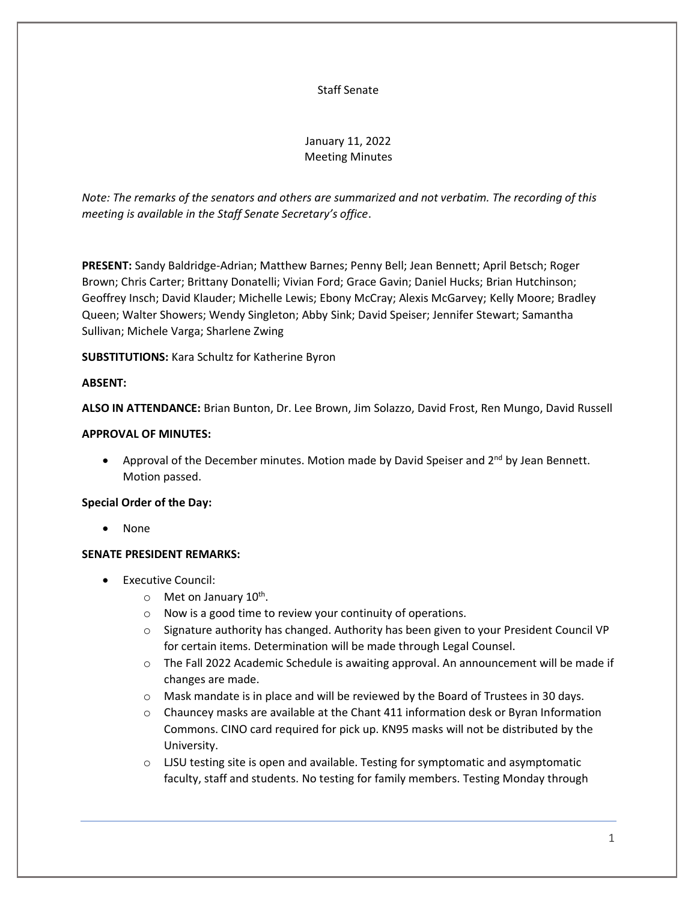Staff Senate

January 11, 2022
Meeting Minutes

*Note: The remarks of the senators and others are summarized and not verbatim. The recording of this meeting is available in the Staff Senate Secretary's office*.

**PRESENT:** Sandy Baldridge-Adrian; Matthew Barnes; Penny Bell; Jean Bennett; April Betsch; Roger Brown; Chris Carter; Brittany Donatelli; Vivian Ford; Grace Gavin; Daniel Hucks; Brian Hutchinson; Geoffrey Insch; David Klauder; Michelle Lewis; Ebony McCray; Alexis McGarvey; Kelly Moore; Bradley Queen; Walter Showers; Wendy Singleton; Abby Sink; David Speiser; Jennifer Stewart; Samantha Sullivan; Michele Varga; Sharlene Zwing

**SUBSTITUTIONS:** Kara Schultz for Katherine Byron

**ABSENT:**

**ALSO IN ATTENDANCE:** Brian Bunton, Dr. Lee Brown, Jim Solazzo, David Frost, Ren Mungo, David Russell

**APPROVAL OF MINUTES:**

- Approval of the December minutes. Motion made by David Speiser and 2nd by Jean Bennett. Motion passed.

**Special Order of the Day:**

- None

**SENATE PRESIDENT REMARKS:**

- Executive Council:
  - Met on January 10th.
  - Now is a good time to review your continuity of operations.
  - Signature authority has changed. Authority has been given to your President Council VP for certain items. Determination will be made through Legal Counsel.
  - The Fall 2022 Academic Schedule is awaiting approval. An announcement will be made if changes are made.
  - Mask mandate is in place and will be reviewed by the Board of Trustees in 30 days.
  - Chauncey masks are available at the Chant 411 information desk or Byran Information Commons. CINO card required for pick up. KN95 masks will not be distributed by the University.
  - LJSU testing site is open and available. Testing for symptomatic and asymptomatic faculty, staff and students. No testing for family members. Testing Monday through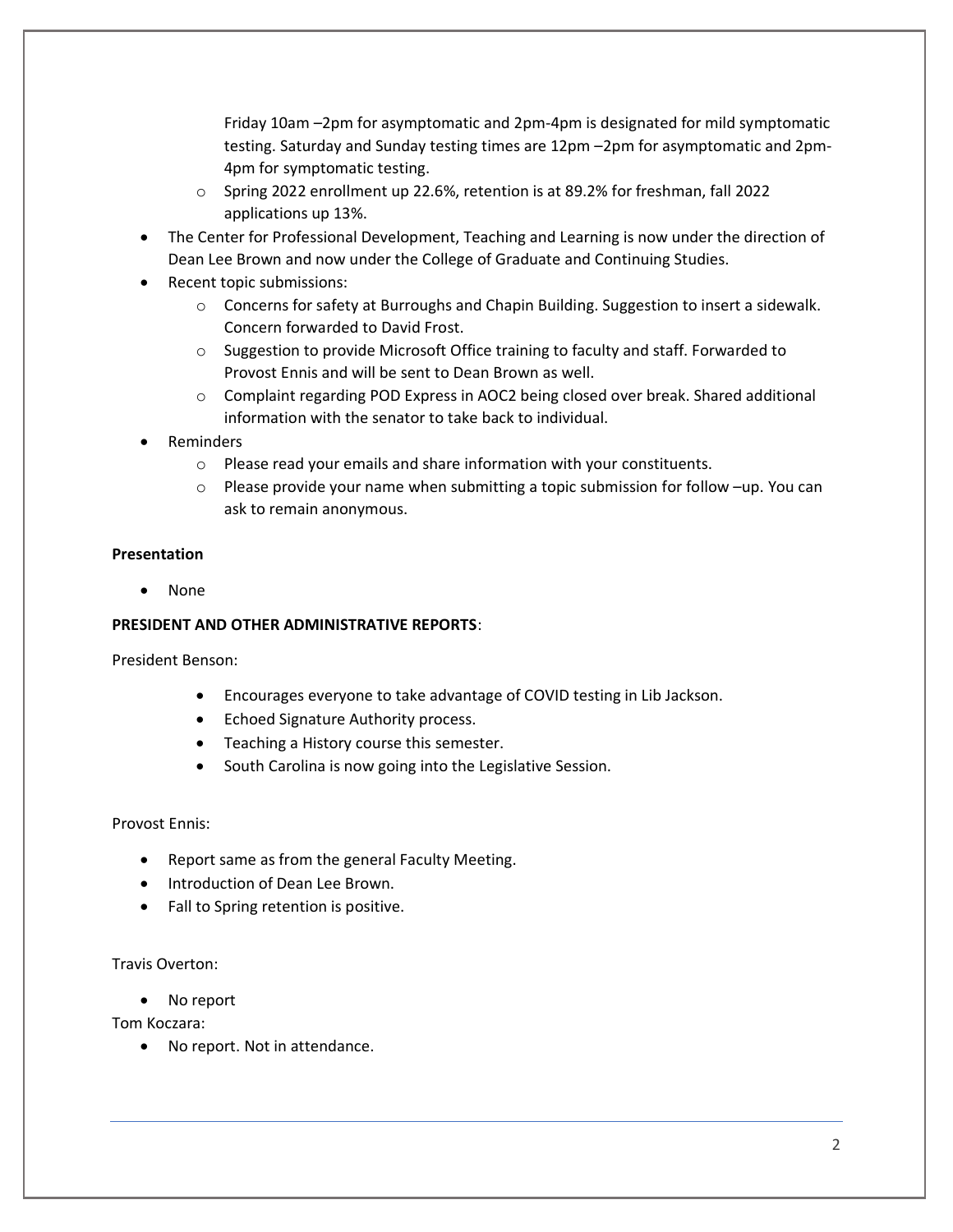Friday 10am –2pm for asymptomatic and 2pm-4pm is designated for mild symptomatic testing. Saturday and Sunday testing times are 12pm –2pm for asymptomatic and 2pm-4pm for symptomatic testing.
    - Spring 2022 enrollment up 22.6%, retention is at 89.2% for freshman, fall 2022 applications up 13%.
- The Center for Professional Development, Teaching and Learning is now under the direction of Dean Lee Brown and now under the College of Graduate and Continuing Studies.
- Recent topic submissions:
    - Concerns for safety at Burroughs and Chapin Building. Suggestion to insert a sidewalk. Concern forwarded to David Frost.
    - Suggestion to provide Microsoft Office training to faculty and staff. Forwarded to Provost Ennis and will be sent to Dean Brown as well.
    - Complaint regarding POD Express in AOC2 being closed over break. Shared additional information with the senator to take back to individual.
- Reminders
    - Please read your emails and share information with your constituents.
    - Please provide your name when submitting a topic submission for follow –up. You can ask to remain anonymous.

**Presentation**

- None

**PRESIDENT AND OTHER ADMINISTRATIVE REPORTS**:

President Benson:

- Encourages everyone to take advantage of COVID testing in Lib Jackson.
- Echoed Signature Authority process.
- Teaching a History course this semester.
- South Carolina is now going into the Legislative Session.

Provost Ennis:

- Report same as from the general Faculty Meeting.
- Introduction of Dean Lee Brown.
- Fall to Spring retention is positive.

Travis Overton:

- No report

Tom Koczara:

- No report. Not in attendance.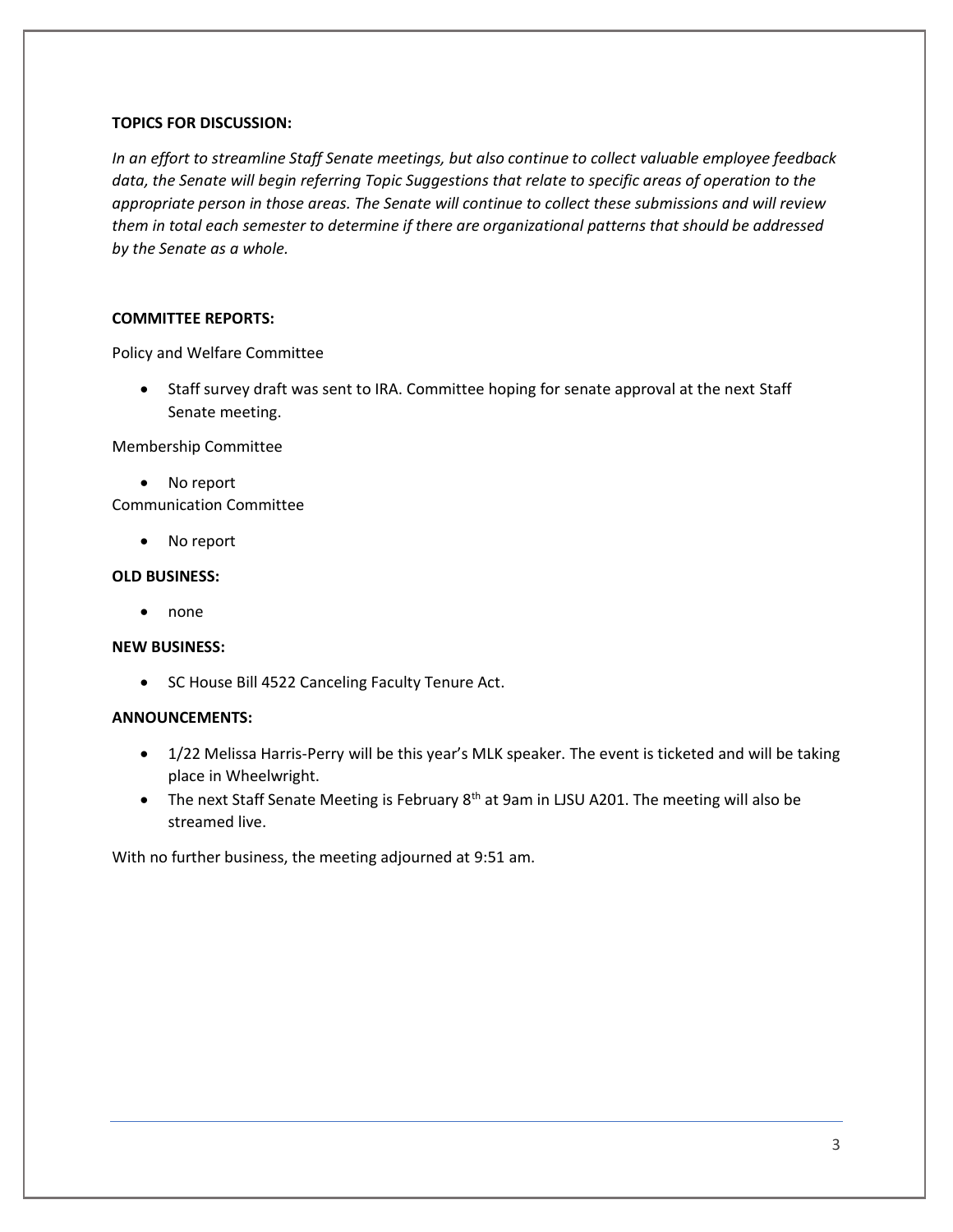**TOPICS FOR DISCUSSION:**

*In an effort to streamline Staff Senate meetings, but also continue to collect valuable employee feedback data, the Senate will begin referring Topic Suggestions that relate to specific areas of operation to the appropriate person in those areas. The Senate will continue to collect these submissions and will review them in total each semester to determine if there are organizational patterns that should be addressed by the Senate as a whole.*

**COMMITTEE REPORTS:**

Policy and Welfare Committee

- Staff survey draft was sent to IRA. Committee hoping for senate approval at the next Staff Senate meeting.

Membership Committee

- No report

Communication Committee

- No report

**OLD BUSINESS:**

- none

**NEW BUSINESS:**

- SC House Bill 4522 Canceling Faculty Tenure Act.

**ANNOUNCEMENTS:**

- 1/22 Melissa Harris-Perry will be this year's MLK speaker. The event is ticketed and will be taking place in Wheelwright.
- The next Staff Senate Meeting is February 8th at 9am in LJSU A201. The meeting will also be streamed live.

With no further business, the meeting adjourned at 9:51 am.